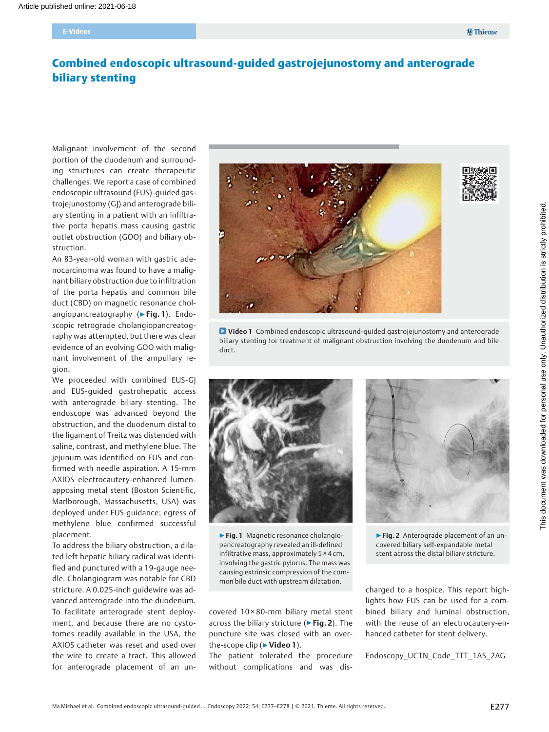# Combined endoscopic ultrasound-guided gastrojejunostomy and anterograde biliary stenting

Malignant involvement of the second portion of the duodenum and surrounding structures can create therapeutic challenges. We report a case of combined endoscopic ultrasound (EUS)-guided gastrojejunostomy (GJ) and anterograde biliary stenting in a patient with an infiltrative porta hepatis mass causing gastric outlet obstruction (GOO) and biliary obstruction.

An 83-year-old woman with gastric adenocarcinoma was found to have a malignant biliary obstruction due to infiltration of the porta hepatis and common bile duct (CBD) on magnetic resonance cholangiopancreatography (► **Fig. 1**). Endoscopic retrograde cholangiopancreatography was attempted, but there was clear evidence of an evolving GOO with malignant involvement of the ampullary region.

We proceeded with combined EUS-GJ and EUS-guided gastrohepatic access with anterograde biliary stenting. The endoscope was advanced beyond the obstruction, and the duodenum distal to the ligament of Treitz was distended with saline, contrast, and methylene blue. The jejunum was identified on EUS and confirmed with needle aspiration. A 15-mm AXIOS electrocautery-enhanced lumen-apposing metal stent (Boston Scientific, Marlborough, Massachusetts, USA) was deployed under EUS guidance; egress of methylene blue confirmed successful placement.

To address the biliary obstruction, a dilated left hepatic biliary radical was identified and punctured with a 19-gauge needle. Cholangiogram was notable for CBD stricture. A 0.025-inch guidewire was advanced anterograde into the duodenum. To facilitate anterograde stent deployment, and because there are no cystotomes readily available in the USA, the AXIOS catheter was reset and used over the wire to create a tract. This allowed for anterograde placement of an uncovered 10 × 80-mm biliary metal stent across the biliary stricture (► **Fig. 2**). The puncture site was closed with an over-the-scope clip (► **Video 1**).

The patient tolerated the procedure without complications and was discharged to a hospice. This report highlights how EUS can be used for a combined biliary and luminal obstruction, with the reuse of an electrocautery-enhanced catheter for stent delivery.

**Video 1** Combined endoscopic ultrasound-guided gastrojejunostomy and anterograde biliary stenting for treatment of malignant obstruction involving the duodenum and bile duct.

► **Fig. 1** Magnetic resonance cholangiopancreatography revealed an ill-defined infiltrative mass, approximately 5 × 4 cm, involving the gastric pylorus. The mass was causing extrinsic compression of the common bile duct with upstream dilatation.

► **Fig. 2** Anterograde placement of an uncovered biliary self-expandable metal stent across the distal biliary stricture.

Endoscopy_UCTN_Code_TTT_1AS_2AG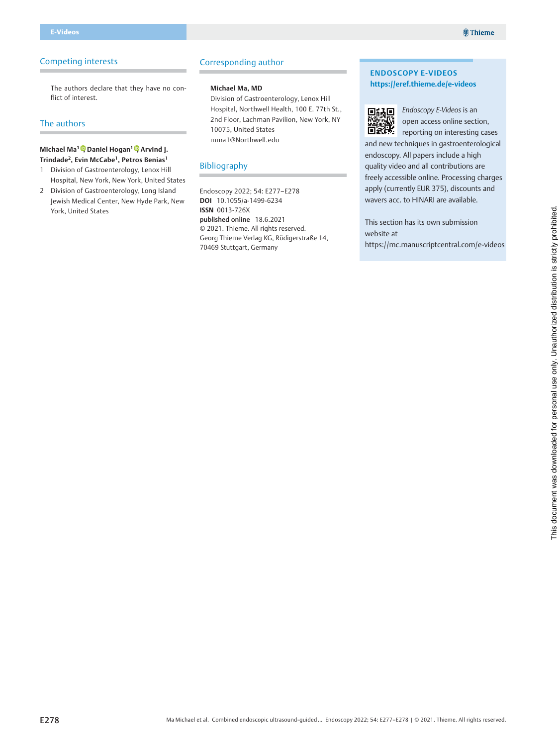## Competing interests

The authors declare that they have no conflict of interest.

## The authors

**Michael Ma[1], Daniel Hogan[1], Arvind J. Trindade[2], Evin McCabe[1], Petros Benias[1]**

1. Division of Gastroenterology, Lenox Hill Hospital, New York, New York, United States
2. Division of Gastroenterology, Long Island Jewish Medical Center, New Hyde Park, New York, United States

## Corresponding author

**Michael Ma, MD**
Division of Gastroenterology, Lenox Hill Hospital, Northwell Health, 100 E. 77th St., 2nd Floor, Lachman Pavilion, New York, NY 10075, United States
mma1@Northwell.edu

## Bibliography

Endoscopy 2022; 54: E277–E278
**DOI** 10.1055/a-1499-6234
**ISSN** 0013-726X
**published online** 18.6.2021
© 2021. Thieme. All rights reserved.
Georg Thieme Verlag KG, Rüdigerstraße 14, 70469 Stuttgart, Germany

**ENDOSCOPY E-VIDEOS**
**https://eref.thieme.de/e-videos**

*Endoscopy E-Videos* is an open access online section, reporting on interesting cases and new techniques in gastroenterological endoscopy. All papers include a high quality video and all contributions are freely accessible online. Processing charges apply (currently EUR 375), discounts and wavers acc. to HINARI are available.

This section has its own submission website at
https://mc.manuscriptcentral.com/e-videos